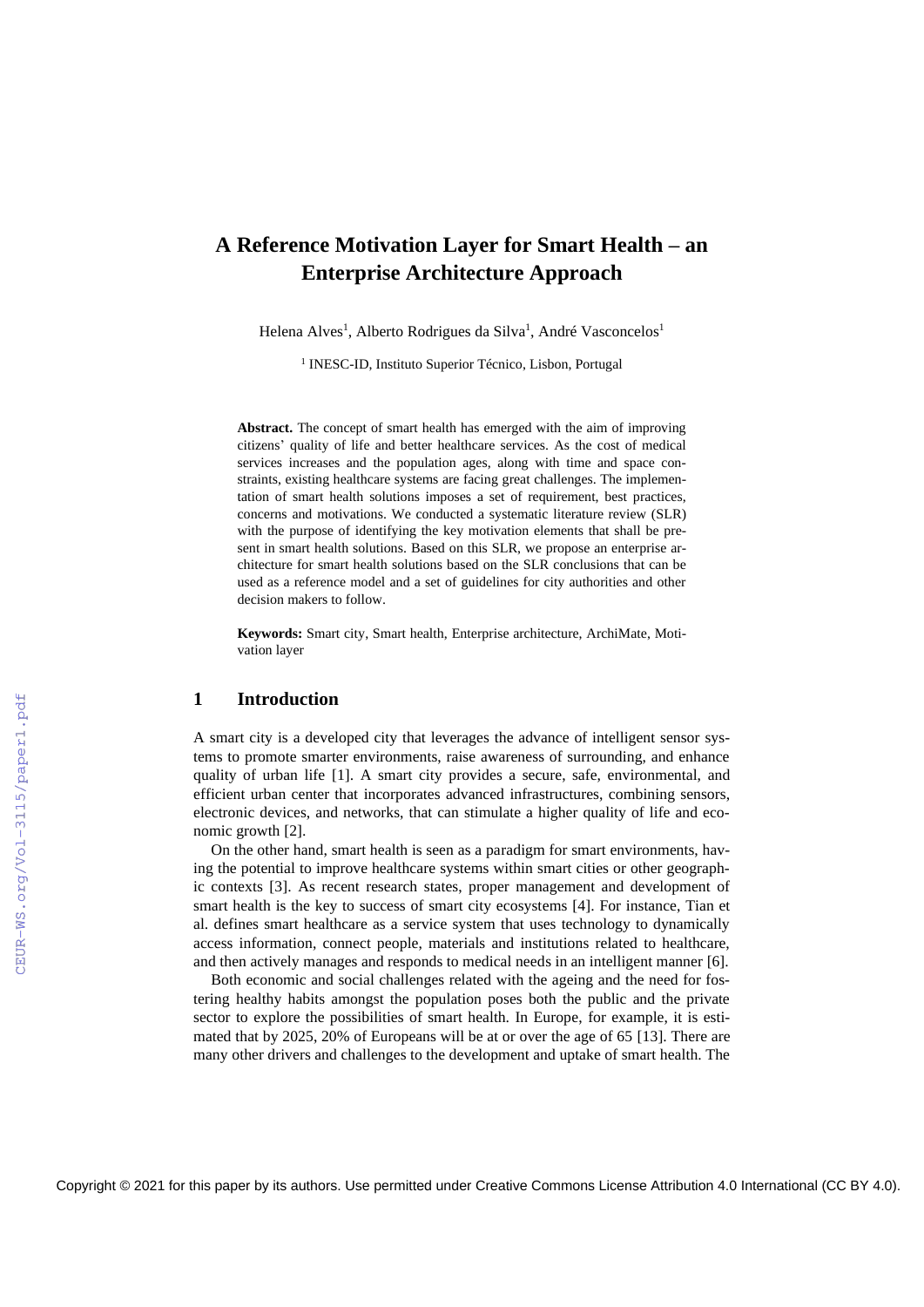# A Reference Motivation Layer for Smart Health – an Enterprise Architecture Approach

Helena Alves[1], Alberto Rodrigues da Silva[1], André Vasconcelos[1]

[1] INESC-ID, Instituto Superior Técnico, Lisbon, Portugal

**Abstract.** The concept of smart health has emerged with the aim of improving citizens' quality of life and better healthcare services. As the cost of medical services increases and the population ages, along with time and space constraints, existing healthcare systems are facing great challenges. The implementation of smart health solutions imposes a set of requirement, best practices, concerns and motivations. We conducted a systematic literature review (SLR) with the purpose of identifying the key motivation elements that shall be present in smart health solutions. Based on this SLR, we propose an enterprise architecture for smart health solutions based on the SLR conclusions that can be used as a reference model and a set of guidelines for city authorities and other decision makers to follow.

**Keywords:** Smart city, Smart health, Enterprise architecture, ArchiMate, Motivation layer

## 1 Introduction

A smart city is a developed city that leverages the advance of intelligent sensor systems to promote smarter environments, raise awareness of surrounding, and enhance quality of urban life [1]. A smart city provides a secure, safe, environmental, and efficient urban center that incorporates advanced infrastructures, combining sensors, electronic devices, and networks, that can stimulate a higher quality of life and economic growth [2].

On the other hand, smart health is seen as a paradigm for smart environments, having the potential to improve healthcare systems within smart cities or other geographic contexts [3]. As recent research states, proper management and development of smart health is the key to success of smart city ecosystems [4]. For instance, Tian et al. defines smart healthcare as a service system that uses technology to dynamically access information, connect people, materials and institutions related to healthcare, and then actively manages and responds to medical needs in an intelligent manner [6].

Both economic and social challenges related with the ageing and the need for fostering healthy habits amongst the population poses both the public and the private sector to explore the possibilities of smart health. In Europe, for example, it is estimated that by 2025, 20% of Europeans will be at or over the age of 65 [13]. There are many other drivers and challenges to the development and uptake of smart health. The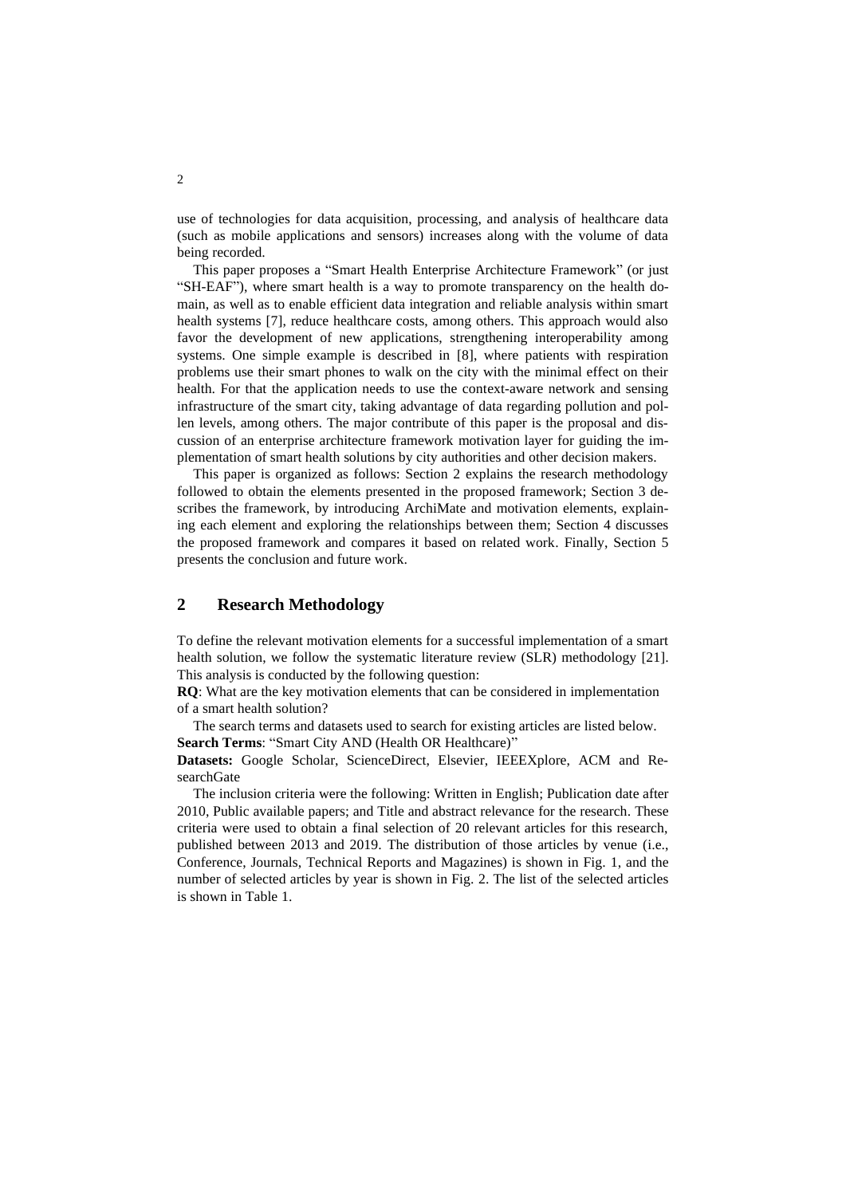use of technologies for data acquisition, processing, and analysis of healthcare data (such as mobile applications and sensors) increases along with the volume of data being recorded.

This paper proposes a "Smart Health Enterprise Architecture Framework" (or just "SH-EAF"), where smart health is a way to promote transparency on the health domain, as well as to enable efficient data integration and reliable analysis within smart health systems [7], reduce healthcare costs, among others. This approach would also favor the development of new applications, strengthening interoperability among systems. One simple example is described in [8], where patients with respiration problems use their smart phones to walk on the city with the minimal effect on their health. For that the application needs to use the context-aware network and sensing infrastructure of the smart city, taking advantage of data regarding pollution and pollen levels, among others. The major contribute of this paper is the proposal and discussion of an enterprise architecture framework motivation layer for guiding the implementation of smart health solutions by city authorities and other decision makers.

This paper is organized as follows: Section 2 explains the research methodology followed to obtain the elements presented in the proposed framework; Section 3 describes the framework, by introducing ArchiMate and motivation elements, explaining each element and exploring the relationships between them; Section 4 discusses the proposed framework and compares it based on related work. Finally, Section 5 presents the conclusion and future work.

## 2 Research Methodology

To define the relevant motivation elements for a successful implementation of a smart health solution, we follow the systematic literature review (SLR) methodology [21]. This analysis is conducted by the following question:

**RQ**: What are the key motivation elements that can be considered in implementation of a smart health solution?

The search terms and datasets used to search for existing articles are listed below.

**Search Terms**: "Smart City AND (Health OR Healthcare)"

**Datasets:** Google Scholar, ScienceDirect, Elsevier, IEEEXplore, ACM and ResearchGate

The inclusion criteria were the following: Written in English; Publication date after 2010, Public available papers; and Title and abstract relevance for the research. These criteria were used to obtain a final selection of 20 relevant articles for this research, published between 2013 and 2019. The distribution of those articles by venue (i.e., Conference, Journals, Technical Reports and Magazines) is shown in Fig. 1, and the number of selected articles by year is shown in Fig. 2. The list of the selected articles is shown in Table 1.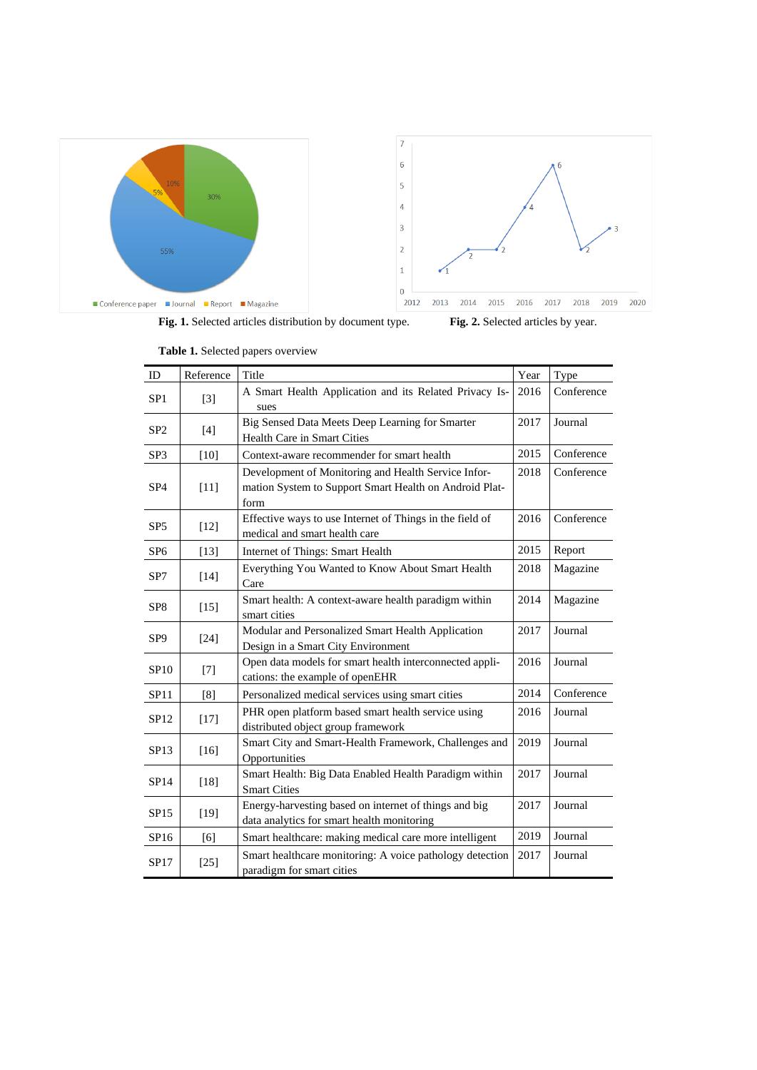**Fig. 1.** Selected articles distribution by document type.

**Fig. 2.** Selected articles by year.

**Table 1.** Selected papers overview

| ID | Reference | Title | Year | Type |
|---|---|---|---|---|
| SP1 | [3] | A Smart Health Application and its Related Privacy Issues | 2016 | Conference |
| SP2 | [4] | Big Sensed Data Meets Deep Learning for Smarter Health Care in Smart Cities | 2017 | Journal |
| SP3 | [10] | Context-aware recommender for smart health | 2015 | Conference |
| SP4 | [11] | Development of Monitoring and Health Service Information System to Support Smart Health on Android Platform | 2018 | Conference |
| SP5 | [12] | Effective ways to use Internet of Things in the field of medical and smart health care | 2016 | Conference |
| SP6 | [13] | Internet of Things: Smart Health | 2015 | Report |
| SP7 | [14] | Everything You Wanted to Know About Smart Health Care | 2018 | Magazine |
| SP8 | [15] | Smart health: A context-aware health paradigm within smart cities | 2014 | Magazine |
| SP9 | [24] | Modular and Personalized Smart Health Application Design in a Smart City Environment | 2017 | Journal |
| SP10 | [7] | Open data models for smart health interconnected applications: the example of openEHR | 2016 | Journal |
| SP11 | [8] | Personalized medical services using smart cities | 2014 | Conference |
| SP12 | [17] | PHR open platform based smart health service using distributed object group framework | 2016 | Journal |
| SP13 | [16] | Smart City and Smart-Health Framework, Challenges and Opportunities | 2019 | Journal |
| SP14 | [18] | Smart Health: Big Data Enabled Health Paradigm within Smart Cities | 2017 | Journal |
| SP15 | [19] | Energy-harvesting based on internet of things and big data analytics for smart health monitoring | 2017 | Journal |
| SP16 | [6] | Smart healthcare: making medical care more intelligent | 2019 | Journal |
| SP17 | [25] | Smart healthcare monitoring: A voice pathology detection paradigm for smart cities | 2017 | Journal |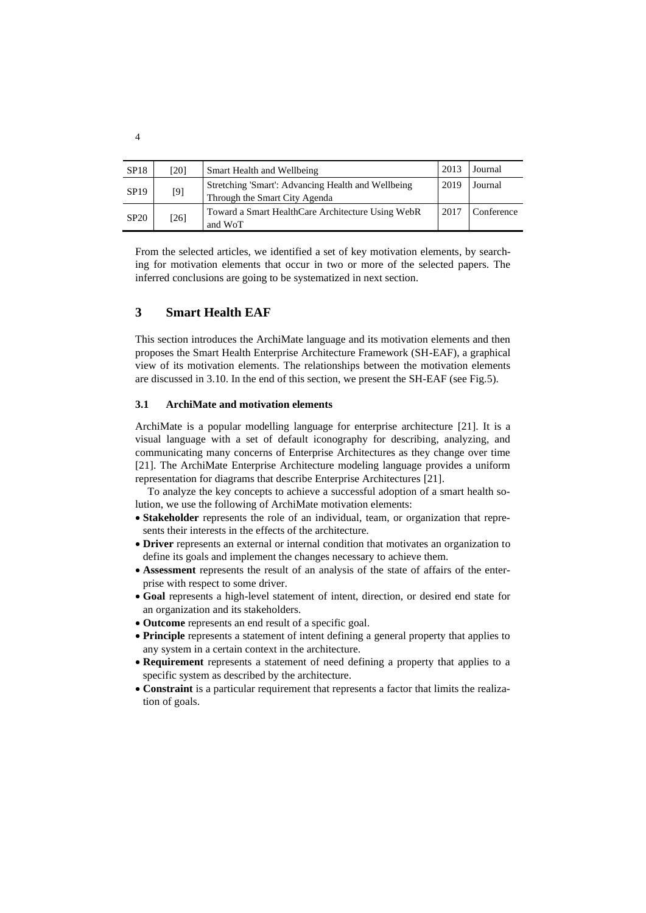| SP18 | [20] | Smart Health and Wellbeing | 2013 | Journal |
|---|---|---|---|---|
| SP19 | [9] | Stretching 'Smart': Advancing Health and Wellbeing Through the Smart City Agenda | 2019 | Journal |
| SP20 | [26] | Toward a Smart HealthCare Architecture Using WebR and WoT | 2017 | Conference |

From the selected articles, we identified a set of key motivation elements, by searching for motivation elements that occur in two or more of the selected papers. The inferred conclusions are going to be systematized in next section.

## 3 Smart Health EAF

This section introduces the ArchiMate language and its motivation elements and then proposes the Smart Health Enterprise Architecture Framework (SH-EAF), a graphical view of its motivation elements. The relationships between the motivation elements are discussed in 3.10. In the end of this section, we present the SH-EAF (see Fig.5).

### 3.1 ArchiMate and motivation elements

ArchiMate is a popular modelling language for enterprise architecture [21]. It is a visual language with a set of default iconography for describing, analyzing, and communicating many concerns of Enterprise Architectures as they change over time [21]. The ArchiMate Enterprise Architecture modeling language provides a uniform representation for diagrams that describe Enterprise Architectures [21].

To analyze the key concepts to achieve a successful adoption of a smart health solution, we use the following of ArchiMate motivation elements:

- **Stakeholder** represents the role of an individual, team, or organization that represents their interests in the effects of the architecture.
- **Driver** represents an external or internal condition that motivates an organization to define its goals and implement the changes necessary to achieve them.
- **Assessment** represents the result of an analysis of the state of affairs of the enterprise with respect to some driver.
- **Goal** represents a high-level statement of intent, direction, or desired end state for an organization and its stakeholders.
- **Outcome** represents an end result of a specific goal.
- **Principle** represents a statement of intent defining a general property that applies to any system in a certain context in the architecture.
- **Requirement** represents a statement of need defining a property that applies to a specific system as described by the architecture.
- **Constraint** is a particular requirement that represents a factor that limits the realization of goals.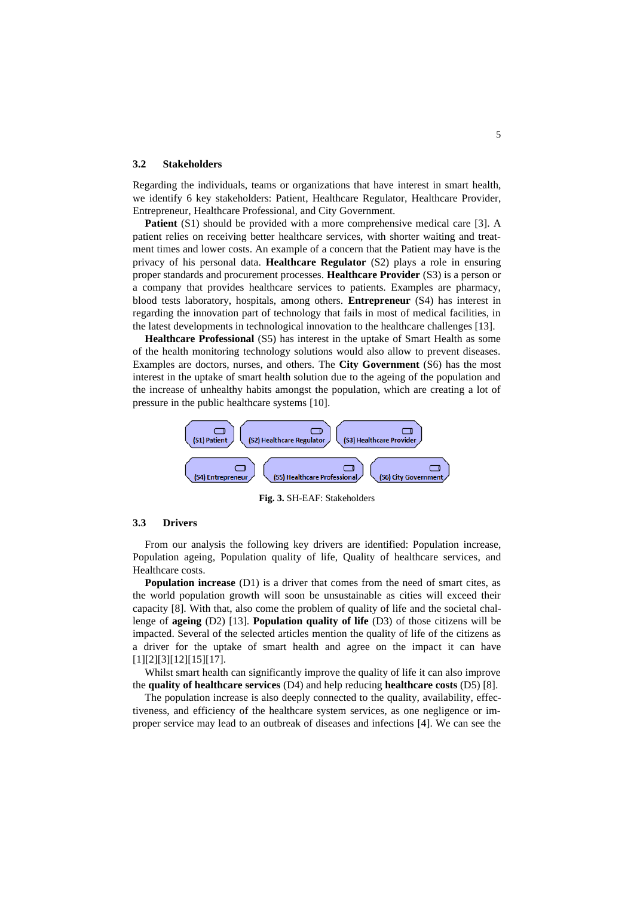### 3.2 Stakeholders

Regarding the individuals, teams or organizations that have interest in smart health, we identify 6 key stakeholders: Patient, Healthcare Regulator, Healthcare Provider, Entrepreneur, Healthcare Professional, and City Government.

**Patient** (S1) should be provided with a more comprehensive medical care [3]. A patient relies on receiving better healthcare services, with shorter waiting and treatment times and lower costs. An example of a concern that the Patient may have is the privacy of his personal data. **Healthcare Regulator** (S2) plays a role in ensuring proper standards and procurement processes. **Healthcare Provider** (S3) is a person or a company that provides healthcare services to patients. Examples are pharmacy, blood tests laboratory, hospitals, among others. **Entrepreneur** (S4) has interest in regarding the innovation part of technology that fails in most of medical facilities, in the latest developments in technological innovation to the healthcare challenges [13].

**Healthcare Professional** (S5) has interest in the uptake of Smart Health as some of the health monitoring technology solutions would also allow to prevent diseases. Examples are doctors, nurses, and others. The **City Government** (S6) has the most interest in the uptake of smart health solution due to the ageing of the population and the increase of unhealthy habits amongst the population, which are creating a lot of pressure in the public healthcare systems [10].

(S1) Patient | (S2) Healthcare Regulator | (S3) Healthcare Provider | (S4) Entrepreneur | (S5) Healthcare Professional | (S6) City Government

**Fig. 3.** SH-EAF: Stakeholders

### 3.3 Drivers

From our analysis the following key drivers are identified: Population increase, Population ageing, Population quality of life, Quality of healthcare services, and Healthcare costs.

**Population increase** (D1) is a driver that comes from the need of smart cites, as the world population growth will soon be unsustainable as cities will exceed their capacity [8]. With that, also come the problem of quality of life and the societal challenge of **ageing** (D2) [13]. **Population quality of life** (D3) of those citizens will be impacted. Several of the selected articles mention the quality of life of the citizens as a driver for the uptake of smart health and agree on the impact it can have [1][2][3][12][15][17].

Whilst smart health can significantly improve the quality of life it can also improve the **quality of healthcare services** (D4) and help reducing **healthcare costs** (D5) [8].

The population increase is also deeply connected to the quality, availability, effectiveness, and efficiency of the healthcare system services, as one negligence or improper service may lead to an outbreak of diseases and infections [4]. We can see the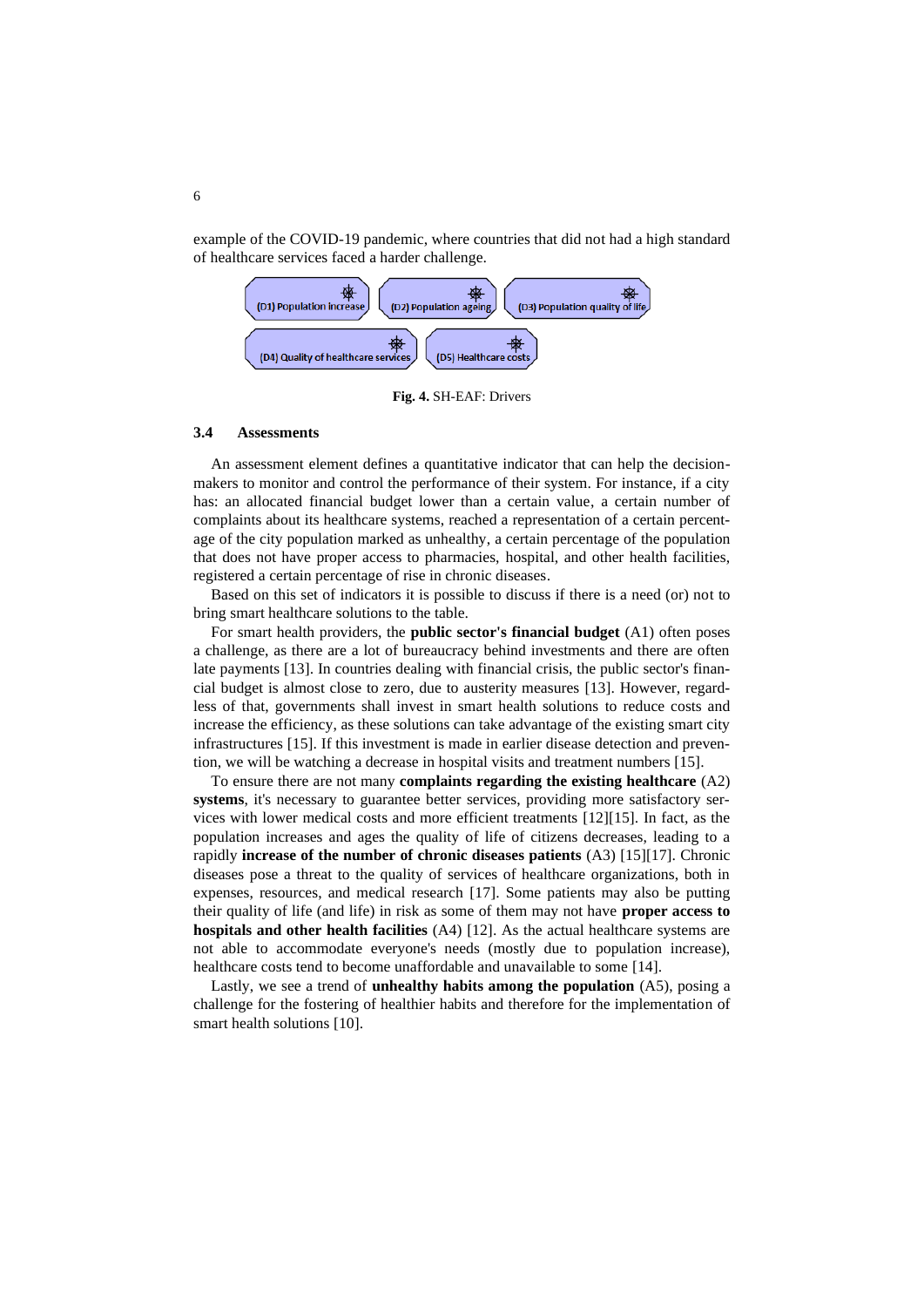example of the COVID-19 pandemic, where countries that did not had a high standard of healthcare services faced a harder challenge.

(D1) Population increase | (D2) Population ageing | (D3) Population quality of life | (D4) Quality of healthcare services | (D5) Healthcare costs

**Fig. 4.** SH-EAF: Drivers

### 3.4 Assessments

An assessment element defines a quantitative indicator that can help the decision-makers to monitor and control the performance of their system. For instance, if a city has: an allocated financial budget lower than a certain value, a certain number of complaints about its healthcare systems, reached a representation of a certain percentage of the city population marked as unhealthy, a certain percentage of the population that does not have proper access to pharmacies, hospital, and other health facilities, registered a certain percentage of rise in chronic diseases.

Based on this set of indicators it is possible to discuss if there is a need (or) not to bring smart healthcare solutions to the table.

For smart health providers, the **public sector's financial budget** (A1) often poses a challenge, as there are a lot of bureaucracy behind investments and there are often late payments [13]. In countries dealing with financial crisis, the public sector's financial budget is almost close to zero, due to austerity measures [13]. However, regardless of that, governments shall invest in smart health solutions to reduce costs and increase the efficiency, as these solutions can take advantage of the existing smart city infrastructures [15]. If this investment is made in earlier disease detection and prevention, we will be watching a decrease in hospital visits and treatment numbers [15].

To ensure there are not many **complaints regarding the existing healthcare** (A2) **systems**, it's necessary to guarantee better services, providing more satisfactory services with lower medical costs and more efficient treatments [12][15]. In fact, as the population increases and ages the quality of life of citizens decreases, leading to a rapidly **increase of the number of chronic diseases patients** (A3) [15][17]. Chronic diseases pose a threat to the quality of services of healthcare organizations, both in expenses, resources, and medical research [17]. Some patients may also be putting their quality of life (and life) in risk as some of them may not have **proper access to hospitals and other health facilities** (A4) [12]. As the actual healthcare systems are not able to accommodate everyone's needs (mostly due to population increase), healthcare costs tend to become unaffordable and unavailable to some [14].

Lastly, we see a trend of **unhealthy habits among the population** (A5), posing a challenge for the fostering of healthier habits and therefore for the implementation of smart health solutions [10].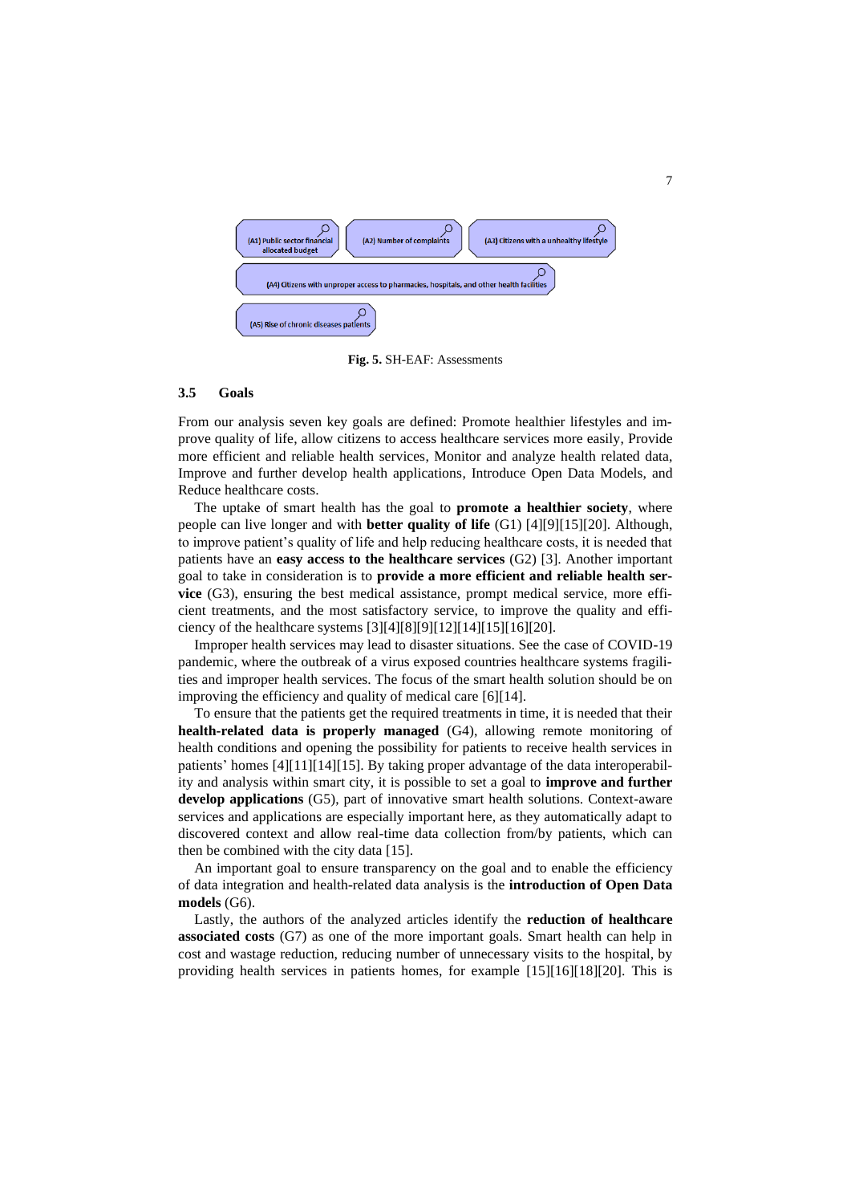(A1) Public sector financial allocated budget

(A2) Number of complaints

(A3) Citizens with a unhealthy lifestyle

(A4) Citizens with unproper access to pharmacies, hospitals, and other health facilities

(A5) Rise of chronic diseases patients

**Fig. 5.** SH-EAF: Assessments

### 3.5 Goals

From our analysis seven key goals are defined: Promote healthier lifestyles and improve quality of life, allow citizens to access healthcare services more easily, Provide more efficient and reliable health services, Monitor and analyze health related data, Improve and further develop health applications, Introduce Open Data Models, and Reduce healthcare costs.

The uptake of smart health has the goal to **promote a healthier society**, where people can live longer and with **better quality of life** (G1) [4][9][15][20]. Although, to improve patient's quality of life and help reducing healthcare costs, it is needed that patients have an **easy access to the healthcare services** (G2) [3]. Another important goal to take in consideration is to **provide a more efficient and reliable health service** (G3), ensuring the best medical assistance, prompt medical service, more efficient treatments, and the most satisfactory service, to improve the quality and efficiency of the healthcare systems [3][4][8][9][12][14][15][16][20].

Improper health services may lead to disaster situations. See the case of COVID-19 pandemic, where the outbreak of a virus exposed countries healthcare systems fragilities and improper health services. The focus of the smart health solution should be on improving the efficiency and quality of medical care [6][14].

To ensure that the patients get the required treatments in time, it is needed that their **health-related data is properly managed** (G4), allowing remote monitoring of health conditions and opening the possibility for patients to receive health services in patients' homes [4][11][14][15]. By taking proper advantage of the data interoperability and analysis within smart city, it is possible to set a goal to **improve and further develop applications** (G5), part of innovative smart health solutions. Context-aware services and applications are especially important here, as they automatically adapt to discovered context and allow real-time data collection from/by patients, which can then be combined with the city data [15].

An important goal to ensure transparency on the goal and to enable the efficiency of data integration and health-related data analysis is the **introduction of Open Data models** (G6).

Lastly, the authors of the analyzed articles identify the **reduction of healthcare associated costs** (G7) as one of the more important goals. Smart health can help in cost and wastage reduction, reducing number of unnecessary visits to the hospital, by providing health services in patients homes, for example [15][16][18][20]. This is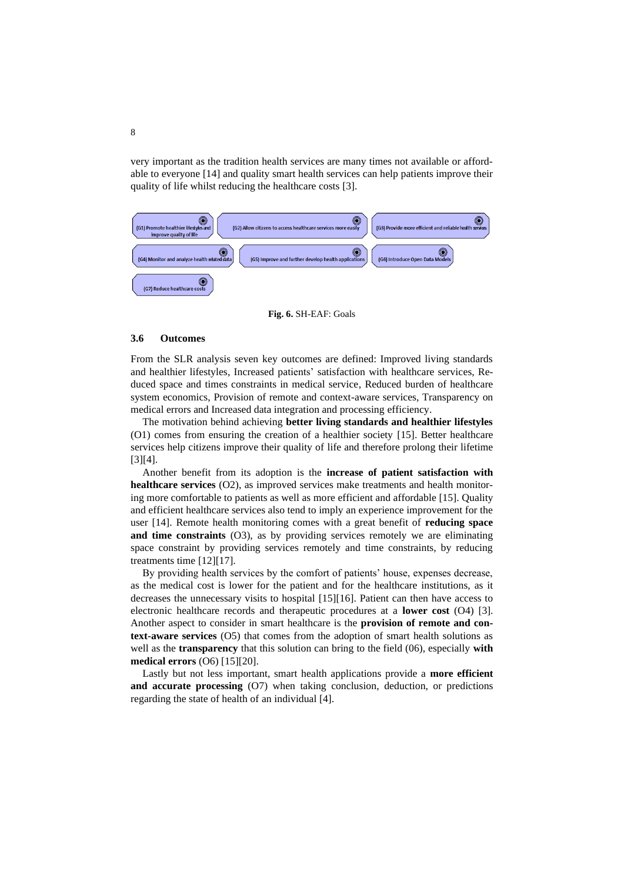very important as the tradition health services are many times not available or affordable to everyone [14] and quality smart health services can help patients improve their quality of life whilst reducing the healthcare costs [3].

(G1) Promote healthier lifestyles and improve quality of life

(G2) Allow citizens to access healthcare services more easily

(G3) Provide more efficient and reliable health services

(G4) Monitor and analyze health related data

(G5) Improve and further develop health applications

(G6) Introduce Open Data Models

(G7) Reduce healthcare costs

**Fig. 6.** SH-EAF: Goals

### 3.6 Outcomes

From the SLR analysis seven key outcomes are defined: Improved living standards and healthier lifestyles, Increased patients' satisfaction with healthcare services, Reduced space and times constraints in medical service, Reduced burden of healthcare system economics, Provision of remote and context-aware services, Transparency on medical errors and Increased data integration and processing efficiency.

The motivation behind achieving **better living standards and healthier lifestyles** (O1) comes from ensuring the creation of a healthier society [15]. Better healthcare services help citizens improve their quality of life and therefore prolong their lifetime [3][4].

Another benefit from its adoption is the **increase of patient satisfaction with healthcare services** (O2), as improved services make treatments and health monitoring more comfortable to patients as well as more efficient and affordable [15]. Quality and efficient healthcare services also tend to imply an experience improvement for the user [14]. Remote health monitoring comes with a great benefit of **reducing space and time constraints** (O3), as by providing services remotely we are eliminating space constraint by providing services remotely and time constraints, by reducing treatments time [12][17].

By providing health services by the comfort of patients' house, expenses decrease, as the medical cost is lower for the patient and for the healthcare institutions, as it decreases the unnecessary visits to hospital [15][16]. Patient can then have access to electronic healthcare records and therapeutic procedures at a **lower cost** (O4) [3]. Another aspect to consider in smart healthcare is the **provision of remote and context-aware services** (O5) that comes from the adoption of smart health solutions as well as the **transparency** that this solution can bring to the field (06), especially **with medical errors** (O6) [15][20].

Lastly but not less important, smart health applications provide a **more efficient and accurate processing** (O7) when taking conclusion, deduction, or predictions regarding the state of health of an individual [4].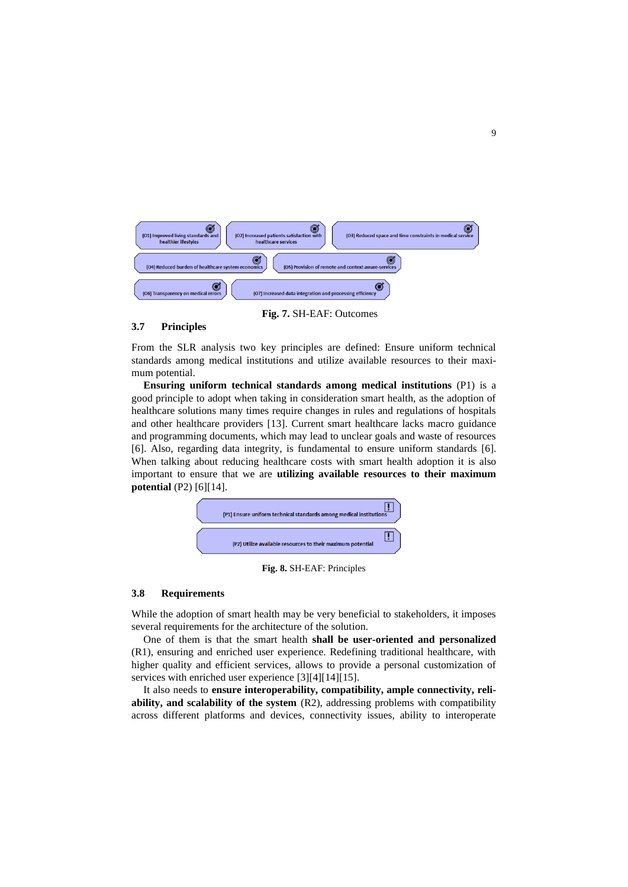(O1) Improved living standards and healthier lifestyles

(O2) Increased patients satisfaction with healthcare services

(O3) Reduced space and time constraints in medical service

(O4) Reduced burden of healthcare system economics

(O5) Provision of remote and context aware-services

(O6) Transparency on medical errors

(O7) Increased data integration and processing efficiency

**Fig. 7.** SH-EAF: Outcomes

### 3.7 Principles

From the SLR analysis two key principles are defined: Ensure uniform technical standards among medical institutions and utilize available resources to their maximum potential.

**Ensuring uniform technical standards among medical institutions** (P1) is a good principle to adopt when taking in consideration smart health, as the adoption of healthcare solutions many times require changes in rules and regulations of hospitals and other healthcare providers [13]. Current smart healthcare lacks macro guidance and programming documents, which may lead to unclear goals and waste of resources [6]. Also, regarding data integrity, is fundamental to ensure uniform standards [6]. When talking about reducing healthcare costs with smart health adoption it is also important to ensure that we are **utilizing available resources to their maximum potential** (P2) [6][14].

(P1) Ensure uniform technical standards among medical institutions

(P2) Utilize available resources to their maximum potential

**Fig. 8.** SH-EAF: Principles

### 3.8 Requirements

While the adoption of smart health may be very beneficial to stakeholders, it imposes several requirements for the architecture of the solution.

One of them is that the smart health **shall be user-oriented and personalized** (R1), ensuring and enriched user experience. Redefining traditional healthcare, with higher quality and efficient services, allows to provide a personal customization of services with enriched user experience [3][4][14][15].

It also needs to **ensure interoperability, compatibility, ample connectivity, reliability, and scalability of the system** (R2), addressing problems with compatibility across different platforms and devices, connectivity issues, ability to interoperate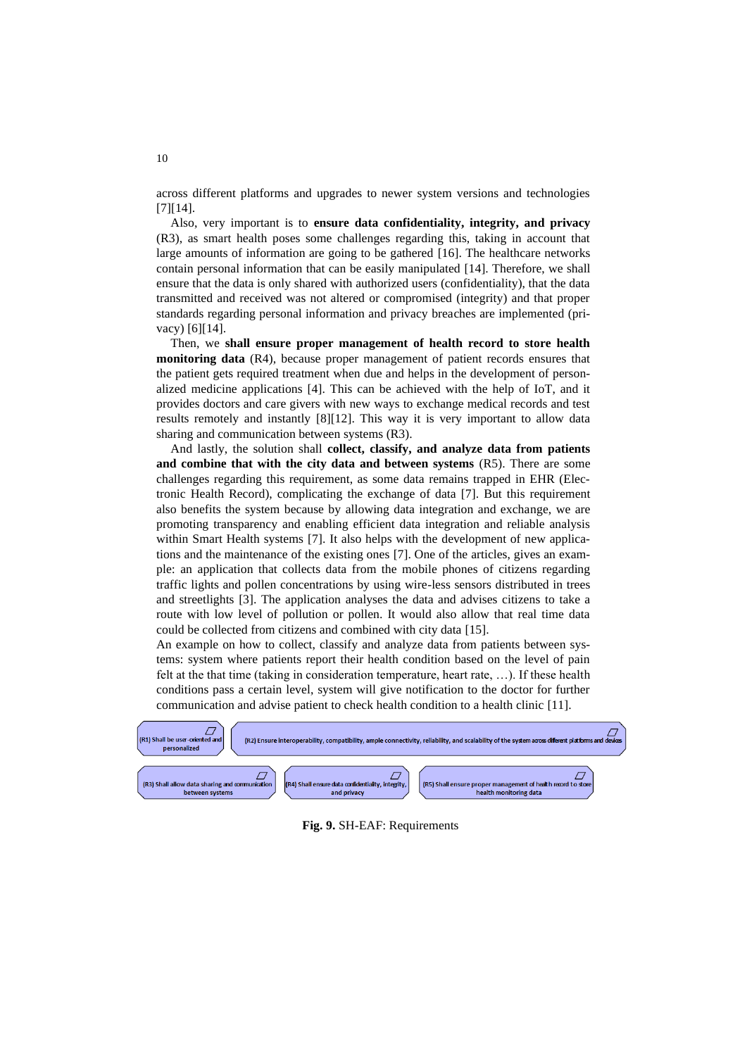across different platforms and upgrades to newer system versions and technologies [7][14].

Also, very important is to **ensure data confidentiality, integrity, and privacy** (R3), as smart health poses some challenges regarding this, taking in account that large amounts of information are going to be gathered [16]. The healthcare networks contain personal information that can be easily manipulated [14]. Therefore, we shall ensure that the data is only shared with authorized users (confidentiality), that the data transmitted and received was not altered or compromised (integrity) and that proper standards regarding personal information and privacy breaches are implemented (privacy) [6][14].

Then, we **shall ensure proper management of health record to store health monitoring data** (R4), because proper management of patient records ensures that the patient gets required treatment when due and helps in the development of personalized medicine applications [4]. This can be achieved with the help of IoT, and it provides doctors and care givers with new ways to exchange medical records and test results remotely and instantly [8][12]. This way it is very important to allow data sharing and communication between systems (R3).

And lastly, the solution shall **collect, classify, and analyze data from patients and combine that with the city data and between systems** (R5). There are some challenges regarding this requirement, as some data remains trapped in EHR (Electronic Health Record), complicating the exchange of data [7]. But this requirement also benefits the system because by allowing data integration and exchange, we are promoting transparency and enabling efficient data integration and reliable analysis within Smart Health systems [7]. It also helps with the development of new applications and the maintenance of the existing ones [7]. One of the articles, gives an example: an application that collects data from the mobile phones of citizens regarding traffic lights and pollen concentrations by using wire-less sensors distributed in trees and streetlights [3]. The application analyses the data and advises citizens to take a route with low level of pollution or pollen. It would also allow that real time data could be collected from citizens and combined with city data [15].

An example on how to collect, classify and analyze data from patients between systems: system where patients report their health condition based on the level of pain felt at the that time (taking in consideration temperature, heart rate, …). If these health conditions pass a certain level, system will give notification to the doctor for further communication and advise patient to check health condition to a health clinic [11].

(R1) Shall be user-oriented and personalized

(R2) Ensure interoperability, compatibility, ample connectivity, reliability, and scalability of the system across different platforms and devices

(R3) Shall allow data sharing and communication between systems

(R4) Shall ensure data confidentiality, integrity, and privacy

(R5) Shall ensure proper management of health record to store health monitoring data

**Fig. 9.** SH-EAF: Requirements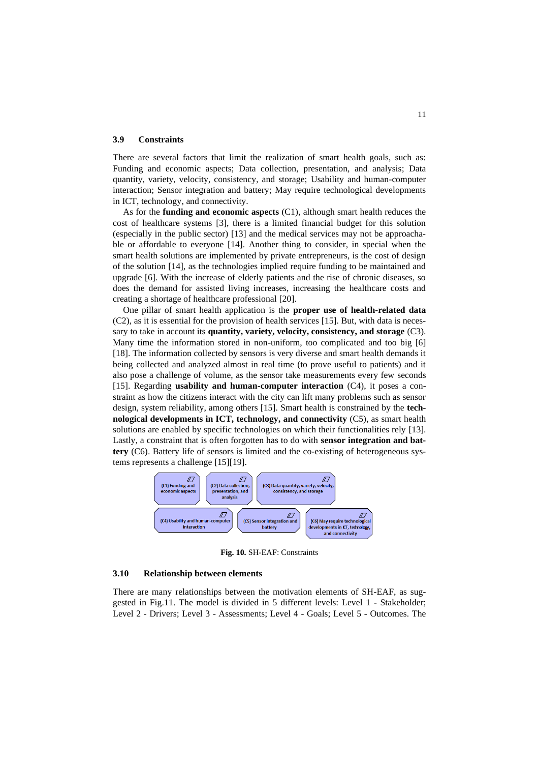### 3.9 Constraints

There are several factors that limit the realization of smart health goals, such as: Funding and economic aspects; Data collection, presentation, and analysis; Data quantity, variety, velocity, consistency, and storage; Usability and human-computer interaction; Sensor integration and battery; May require technological developments in ICT, technology, and connectivity.

As for the **funding and economic aspects** (C1), although smart health reduces the cost of healthcare systems [3], there is a limited financial budget for this solution (especially in the public sector) [13] and the medical services may not be approachable or affordable to everyone [14]. Another thing to consider, in special when the smart health solutions are implemented by private entrepreneurs, is the cost of design of the solution [14], as the technologies implied require funding to be maintained and upgrade [6]. With the increase of elderly patients and the rise of chronic diseases, so does the demand for assisted living increases, increasing the healthcare costs and creating a shortage of healthcare professional [20].

One pillar of smart health application is the **proper use of health-related data** (C2), as it is essential for the provision of health services [15]. But, with data is necessary to take in account its **quantity, variety, velocity, consistency, and storage** (C3). Many time the information stored in non-uniform, too complicated and too big [6] [18]. The information collected by sensors is very diverse and smart health demands it being collected and analyzed almost in real time (to prove useful to patients) and it also pose a challenge of volume, as the sensor take measurements every few seconds [15]. Regarding **usability and human-computer interaction** (C4), it poses a constraint as how the citizens interact with the city can lift many problems such as sensor design, system reliability, among others [15]. Smart health is constrained by the **technological developments in ICT, technology, and connectivity** (C5), as smart health solutions are enabled by specific technologies on which their functionalities rely [13]. Lastly, a constraint that is often forgotten has to do with **sensor integration and battery** (C6). Battery life of sensors is limited and the co-existing of heterogeneous systems represents a challenge [15][19].

(C1) Funding and economic aspects | (C2) Data collection, presentation, and analysis | (C3) Data quantity, variety, velocity, consistency, and storage | (C4) Usability and human-computer interaction | (C5) Sensor integration and battery | (C6) May require technological developments in ICT, technology, and connectivity

**Fig. 10.** SH-EAF: Constraints

### 3.10 Relationship between elements

There are many relationships between the motivation elements of SH-EAF, as suggested in Fig.11. The model is divided in 5 different levels: Level 1 - Stakeholder; Level 2 - Drivers; Level 3 - Assessments; Level 4 - Goals; Level 5 - Outcomes. The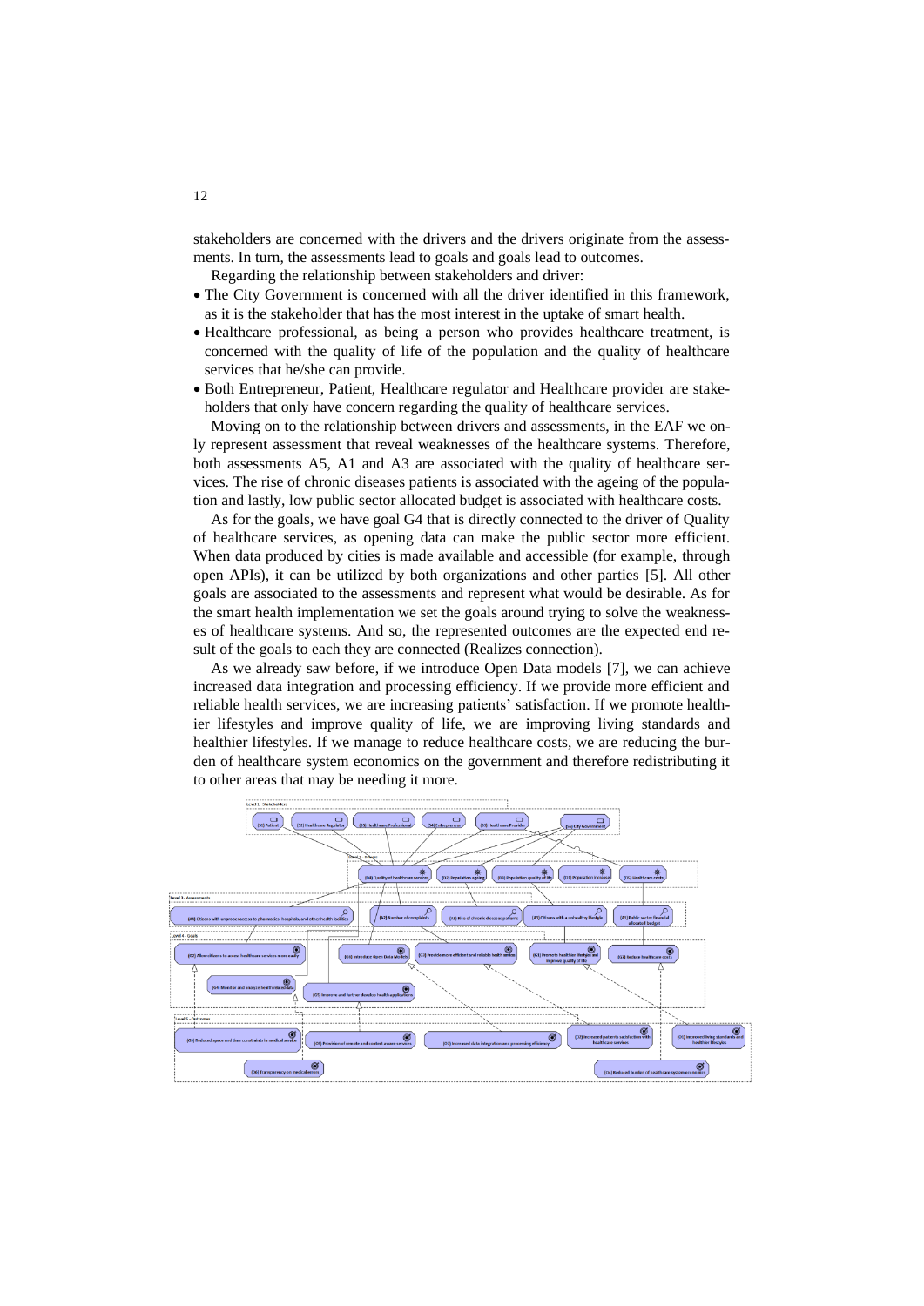stakeholders are concerned with the drivers and the drivers originate from the assessments. In turn, the assessments lead to goals and goals lead to outcomes.

Regarding the relationship between stakeholders and driver:

- The City Government is concerned with all the driver identified in this framework, as it is the stakeholder that has the most interest in the uptake of smart health.
- Healthcare professional, as being a person who provides healthcare treatment, is concerned with the quality of life of the population and the quality of healthcare services that he/she can provide.
- Both Entrepreneur, Patient, Healthcare regulator and Healthcare provider are stakeholders that only have concern regarding the quality of healthcare services.

Moving on to the relationship between drivers and assessments, in the EAF we only represent assessment that reveal weaknesses of the healthcare systems. Therefore, both assessments A5, A1 and A3 are associated with the quality of healthcare services. The rise of chronic diseases patients is associated with the ageing of the population and lastly, low public sector allocated budget is associated with healthcare costs.

As for the goals, we have goal G4 that is directly connected to the driver of Quality of healthcare services, as opening data can make the public sector more efficient. When data produced by cities is made available and accessible (for example, through open APIs), it can be utilized by both organizations and other parties [5]. All other goals are associated to the assessments and represent what would be desirable. As for the smart health implementation we set the goals around trying to solve the weaknesses of healthcare systems. And so, the represented outcomes are the expected end result of the goals to each they are connected (Realizes connection).

As we already saw before, if we introduce Open Data models [7], we can achieve increased data integration and processing efficiency. If we provide more efficient and reliable health services, we are increasing patients' satisfaction. If we promote healthier lifestyles and improve quality of life, we are improving living standards and healthier lifestyles. If we manage to reduce healthcare costs, we are reducing the burden of healthcare system economics on the government and therefore redistributing it to other areas that may be needing it more.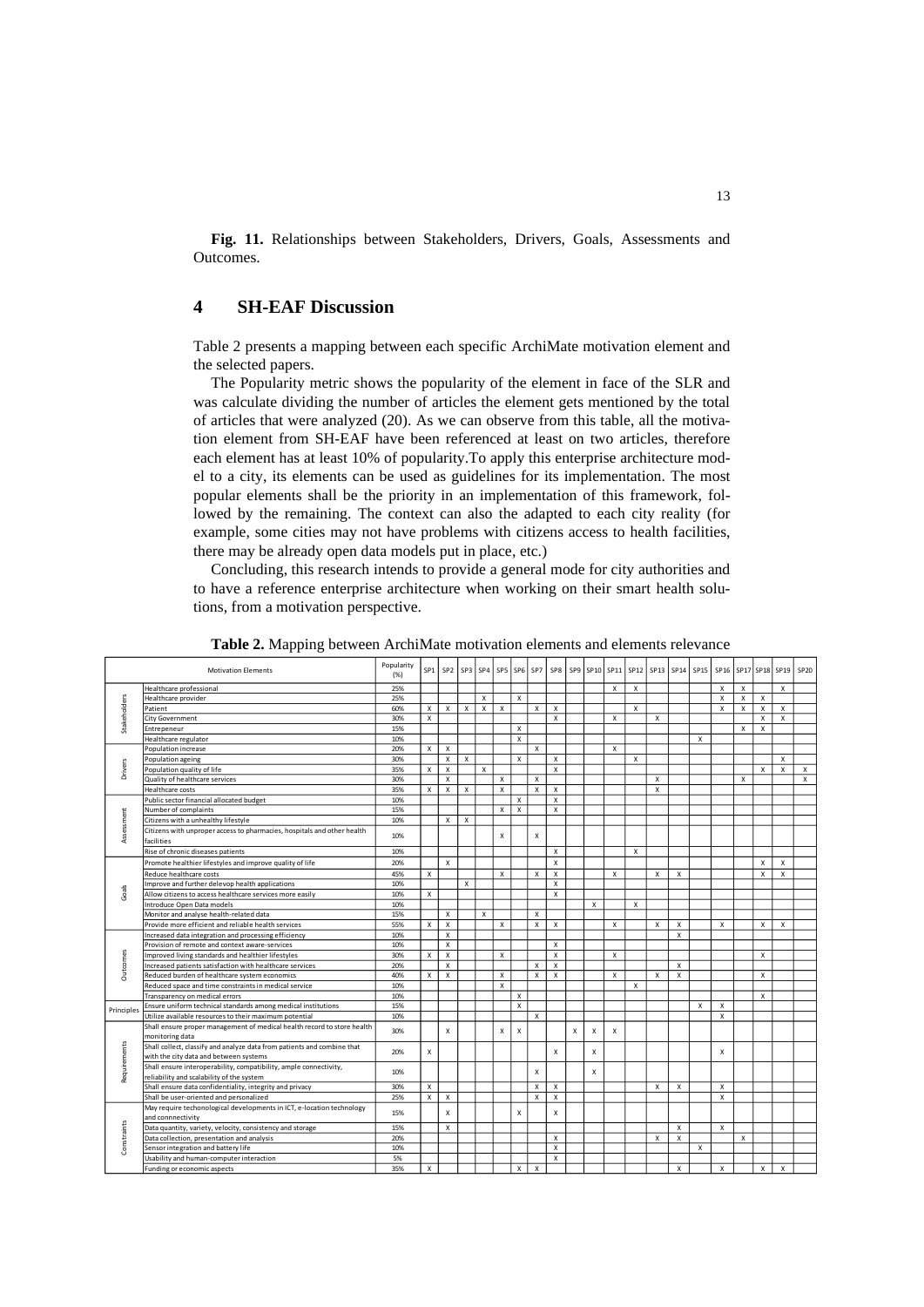**Fig. 11.** Relationships between Stakeholders, Drivers, Goals, Assessments and Outcomes.

# 4 SH-EAF Discussion

Table 2 presents a mapping between each specific ArchiMate motivation element and the selected papers.

The Popularity metric shows the popularity of the element in face of the SLR and was calculate dividing the number of articles the element gets mentioned by the total of articles that were analyzed (20). As we can observe from this table, all the motivation element from SH-EAF have been referenced at least on two articles, therefore each element has at least 10% of popularity.To apply this enterprise architecture model to a city, its elements can be used as guidelines for its implementation. The most popular elements shall be the priority in an implementation of this framework, followed by the remaining. The context can also the adapted to each city reality (for example, some cities may not have problems with citizens access to health facilities, there may be already open data models put in place, etc.)

Concluding, this research intends to provide a general mode for city authorities and to have a reference enterprise architecture when working on their smart health solutions, from a motivation perspective.

**Table 2.** Mapping between ArchiMate motivation elements and elements relevance

| Motivation Elements | | Popularity (%) | SP1 | SP2 | SP3 | SP4 | SP5 | SP6 | SP7 | SP8 | SP9 | SP10 | SP11 | SP12 | SP13 | SP14 | SP15 | SP16 | SP17 | SP18 | SP19 | SP20 |
|---|---|---|---|---|---|---|---|---|---|---|---|---|---|---|---|---|---|---|---|---|---|---|
| Stakeholders | Healthcare professional | 25% | | | | | | | | | | | X | X | | | | X | X | | X | |
| | Healthcare provider | 25% | | | | X | | X | | | | | | | | | | X | X | X | | |
| | Patient | 60% | X | X | X | X | X | | X | X | | | | X | | | | X | X | X | X | |
| | City Government | 30% | X | | | | | | | X | | | X | | X | | | | | X | X | |
| | Entrepeneur | 15% | | | | | | X | | | | | | | | | | | X | X | | |
| | Healthcare regulator | 10% | | | | | | X | | | | | | | | | X | | | | | |
| Drivers | Population increase | 20% | X | X | | | | | X | | | | X | | | | | | | | | |
| | Population ageing | 30% | | X | X | | | X | | X | | | | X | | | | | | | X | |
| | Population quality of life | 35% | X | X | | X | | | | X | | | | | | | | | | X | X | X |
| | Quality of healthcare services | 30% | | X | | | X | | X | | | | | | X | | | | X | | | X |
| | Healthcare costs | 35% | X | X | X | | X | | X | X | | | | | X | | | | | | | |
| Assessment | Public sector financial allocated budget | 10% | | | | | | X | | X | | | | | | | | | | | | |
| | Number of complaints | 15% | | | | | X | X | | X | | | | | | | | | | | | |
| | Citizens with a unhealthy lifestyle | 10% | | X | X | | | | | | | | | | | | | | | | | |
| | Citizens with unproper access to pharmacies, hospitals and other health facilities | 10% | | | | | X | | X | | | | | | | | | | | | | |
| | Rise of chronic diseases patients | 10% | | | | | | | | X | | | | X | | | | | | | | |
| Goals | Promote healthier lifestyles and improve quality of life | 20% | | X | | | | | | X | | | | | | | | | | X | X | |
| | Reduce healthcare costs | 45% | X | | | | X | | X | X | | | X | | X | X | | | | X | X | |
| | Improve and further delevop health applications | 10% | | | X | | | | | X | | | | | | | | | | | | |
| | Allow citizens to access healthcare services more easily | 10% | X | | | | | | | X | | | | | | | | | | | | |
| | Introduce Open Data models | 10% | | | | | | | | | | X | | X | | | | | | | | |
| | Monitor and analyse health-related data | 15% | | X | | X | | | X | | | | | | | | | | | | | |
| | Provide more efficient and reliable health services | 55% | X | X | | | X | | X | X | | | X | | X | X | | X | | X | X | |
| Outcomes | Increased data integration and processing efficiency | 10% | | X | | | | | | | | | | | | X | | | | | | |
| | Provision of remote and context aware-services | 10% | | X | | | | | | X | | | | | | | | | | | | |
| | Improved living standards and healthier lifestyles | 30% | X | X | | | X | | | X | | | X | | | | | | | X | | |
| | Increased patients satisfaction with healthcare services | 20% | | X | | | | | X | X | | | | | | X | | | | | | |
| | Reduced burden of healthcare system economics | 40% | X | X | | | X | | X | X | | | X | | X | X | | | | X | | |
| | Reduced space and time constraints in medical service | 10% | | | | | X | | | | | | | X | | | | | | | | |
| | Transparency on medical errors | 10% | | | | | | X | | | | | | | | | | | | X | | |
| Principles | Ensure uniform technical standards among medical institutions | 15% | | | | | | X | | | | | | | | | X | X | | | | |
| | Utilize available resources to their maximum potential | 10% | | | | | | | X | | | | | | | | | X | | | | |
| Requirements | Shall ensure proper management of medical health record to store health monitoring data | 30% | | X | | | X | X | | | X | X | X | | | | | | | | | |
| | Shall collect, classify and analyze data from patients and combine that with the city data and between systems | 20% | X | | | | | | | X | | X | | | | | | X | | | | |
| | Shall ensure interoperability, compatibility, ample connectivity, reliability and scalability of the system | 10% | | | | | | | X | | | X | | | | | | | | | | |
| | Shall ensure data confidentiality, integrity and privacy | 30% | X | | | | | | X | X | | | | | X | X | | X | | | | |
| | Shall be user-oriented and personalized | 25% | X | X | | | | | X | X | | | | | | | | X | | | | |
| Constraints | May require techonological developments in ICT, e-location technology and connnectivity | 15% | | X | | | | X | | X | | | | | | | | | | | | |
| | Data quantity, variety, velocity, consistency and storage | 15% | | X | | | | | | | | | | | | X | | X | | | | |
| | Data collection, presentation and analysis | 20% | | | | | | | | X | | | | | X | X | | | X | | | |
| | Sensor integration and battery life | 10% | | | | | | | | X | | | | | | | X | | | | | |
| | Usability and human-computer interaction | 5% | | | | | | | | X | | | | | | | | | | | | |
| | Funding or economic aspects | 35% | X | | | | | X | X | | | | | | | X | | X | | X | X | |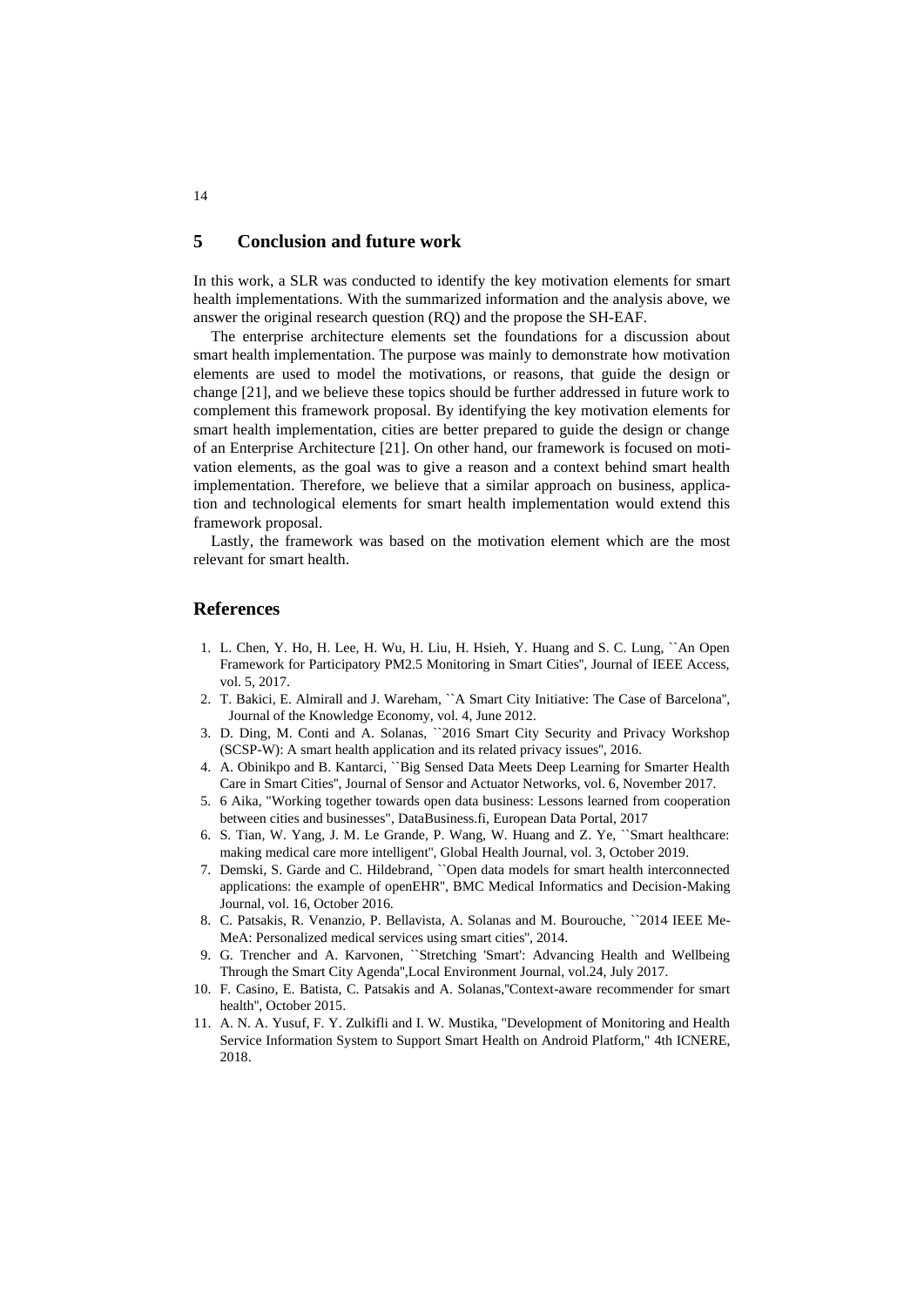## 5 Conclusion and future work

In this work, a SLR was conducted to identify the key motivation elements for smart health implementations. With the summarized information and the analysis above, we answer the original research question (RQ) and the propose the SH-EAF.

The enterprise architecture elements set the foundations for a discussion about smart health implementation. The purpose was mainly to demonstrate how motivation elements are used to model the motivations, or reasons, that guide the design or change [21], and we believe these topics should be further addressed in future work to complement this framework proposal. By identifying the key motivation elements for smart health implementation, cities are better prepared to guide the design or change of an Enterprise Architecture [21]. On other hand, our framework is focused on motivation elements, as the goal was to give a reason and a context behind smart health implementation. Therefore, we believe that a similar approach on business, application and technological elements for smart health implementation would extend this framework proposal.

Lastly, the framework was based on the motivation element which are the most relevant for smart health.

## References

1. L. Chen, Y. Ho, H. Lee, H. Wu, H. Liu, H. Hsieh, Y. Huang and S. C. Lung, ``An Open Framework for Participatory PM2.5 Monitoring in Smart Cities'', Journal of IEEE Access, vol. 5, 2017.
2. T. Bakici, E. Almirall and J. Wareham, ``A Smart City Initiative: The Case of Barcelona'', Journal of the Knowledge Economy, vol. 4, June 2012.
3. D. Ding, M. Conti and A. Solanas, ``2016 Smart City Security and Privacy Workshop (SCSP-W): A smart health application and its related privacy issues'', 2016.
4. A. Obinikpo and B. Kantarci, ``Big Sensed Data Meets Deep Learning for Smarter Health Care in Smart Cities'', Journal of Sensor and Actuator Networks, vol. 6, November 2017.
5. 6 Aika, "Working together towards open data business: Lessons learned from cooperation between cities and businesses", DataBusiness.fi, European Data Portal, 2017
6. S. Tian, W. Yang, J. M. Le Grande, P. Wang, W. Huang and Z. Ye, ``Smart healthcare: making medical care more intelligent'', Global Health Journal, vol. 3, October 2019.
7. Demski, S. Garde and C. Hildebrand, ``Open data models for smart health interconnected applications: the example of openEHR'', BMC Medical Informatics and Decision-Making Journal, vol. 16, October 2016.
8. C. Patsakis, R. Venanzio, P. Bellavista, A. Solanas and M. Bourouche, ``2014 IEEE MeMeA: Personalized medical services using smart cities'', 2014.
9. G. Trencher and A. Karvonen, ``Stretching 'Smart': Advancing Health and Wellbeing Through the Smart City Agenda'',Local Environment Journal, vol.24, July 2017.
10. F. Casino, E. Batista, C. Patsakis and A. Solanas,''Context-aware recommender for smart health'', October 2015.
11. A. N. A. Yusuf, F. Y. Zulkifli and I. W. Mustika, "Development of Monitoring and Health Service Information System to Support Smart Health on Android Platform," 4th ICNERE, 2018.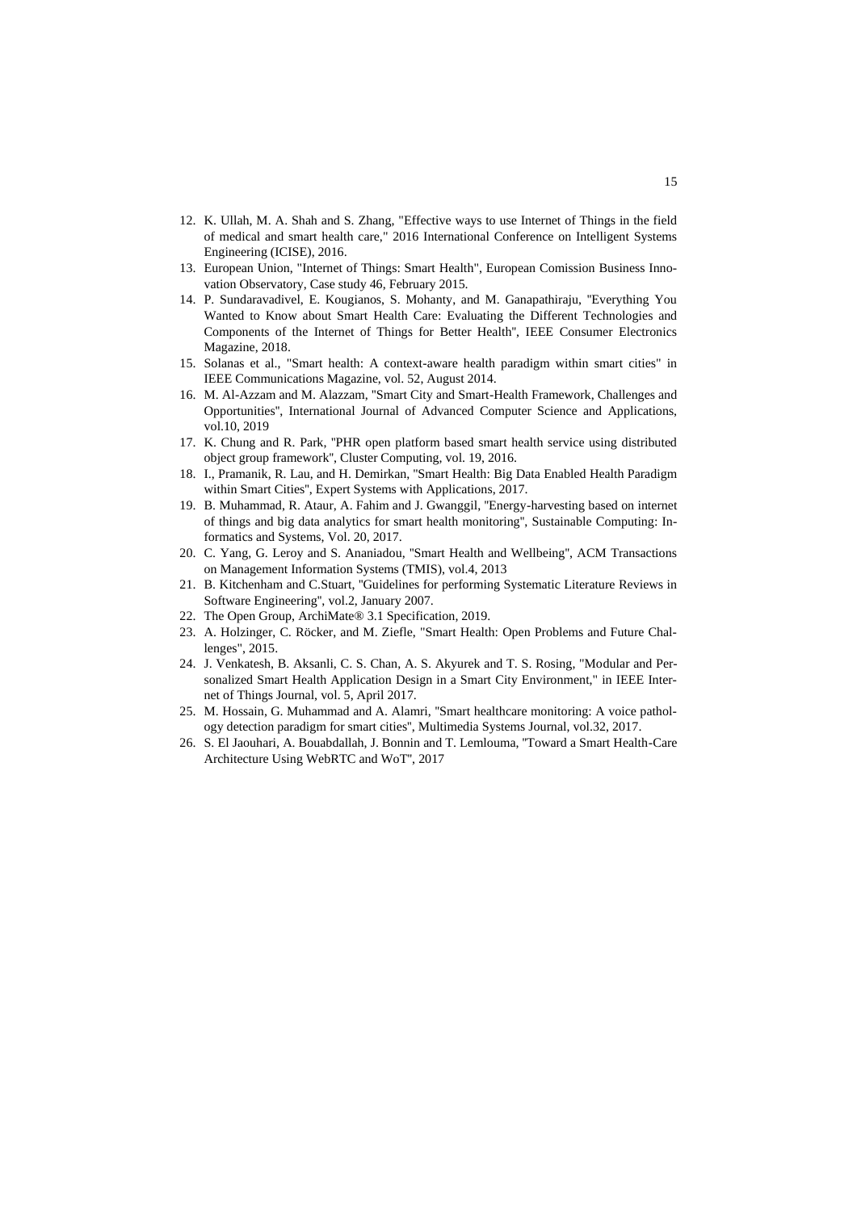12. K. Ullah, M. A. Shah and S. Zhang, "Effective ways to use Internet of Things in the field of medical and smart health care," 2016 International Conference on Intelligent Systems Engineering (ICISE), 2016.
13. European Union, "Internet of Things: Smart Health", European Comission Business Innovation Observatory, Case study 46, February 2015.
14. P. Sundaravadivel, E. Kougianos, S. Mohanty, and M. Ganapathiraju, "Everything You Wanted to Know about Smart Health Care: Evaluating the Different Technologies and Components of the Internet of Things for Better Health", IEEE Consumer Electronics Magazine, 2018.
15. Solanas et al., "Smart health: A context-aware health paradigm within smart cities" in IEEE Communications Magazine, vol. 52, August 2014.
16. M. Al-Azzam and M. Alazzam, "Smart City and Smart-Health Framework, Challenges and Opportunities", International Journal of Advanced Computer Science and Applications, vol.10, 2019
17. K. Chung and R. Park, "PHR open platform based smart health service using distributed object group framework", Cluster Computing, vol. 19, 2016.
18. I., Pramanik, R. Lau, and H. Demirkan, "Smart Health: Big Data Enabled Health Paradigm within Smart Cities", Expert Systems with Applications, 2017.
19. B. Muhammad, R. Ataur, A. Fahim and J. Gwanggil, "Energy-harvesting based on internet of things and big data analytics for smart health monitoring", Sustainable Computing: Informatics and Systems, Vol. 20, 2017.
20. C. Yang, G. Leroy and S. Ananiadou, "Smart Health and Wellbeing", ACM Transactions on Management Information Systems (TMIS), vol.4, 2013
21. B. Kitchenham and C.Stuart, "Guidelines for performing Systematic Literature Reviews in Software Engineering", vol.2, January 2007.
22. The Open Group, ArchiMate® 3.1 Specification, 2019.
23. A. Holzinger, C. Röcker, and M. Ziefle, "Smart Health: Open Problems and Future Challenges", 2015.
24. J. Venkatesh, B. Aksanli, C. S. Chan, A. S. Akyurek and T. S. Rosing, "Modular and Personalized Smart Health Application Design in a Smart City Environment," in IEEE Internet of Things Journal, vol. 5, April 2017.
25. M. Hossain, G. Muhammad and A. Alamri, "Smart healthcare monitoring: A voice pathology detection paradigm for smart cities", Multimedia Systems Journal, vol.32, 2017.
26. S. El Jaouhari, A. Bouabdallah, J. Bonnin and T. Lemlouma, "Toward a Smart Health-Care Architecture Using WebRTC and WoT", 2017